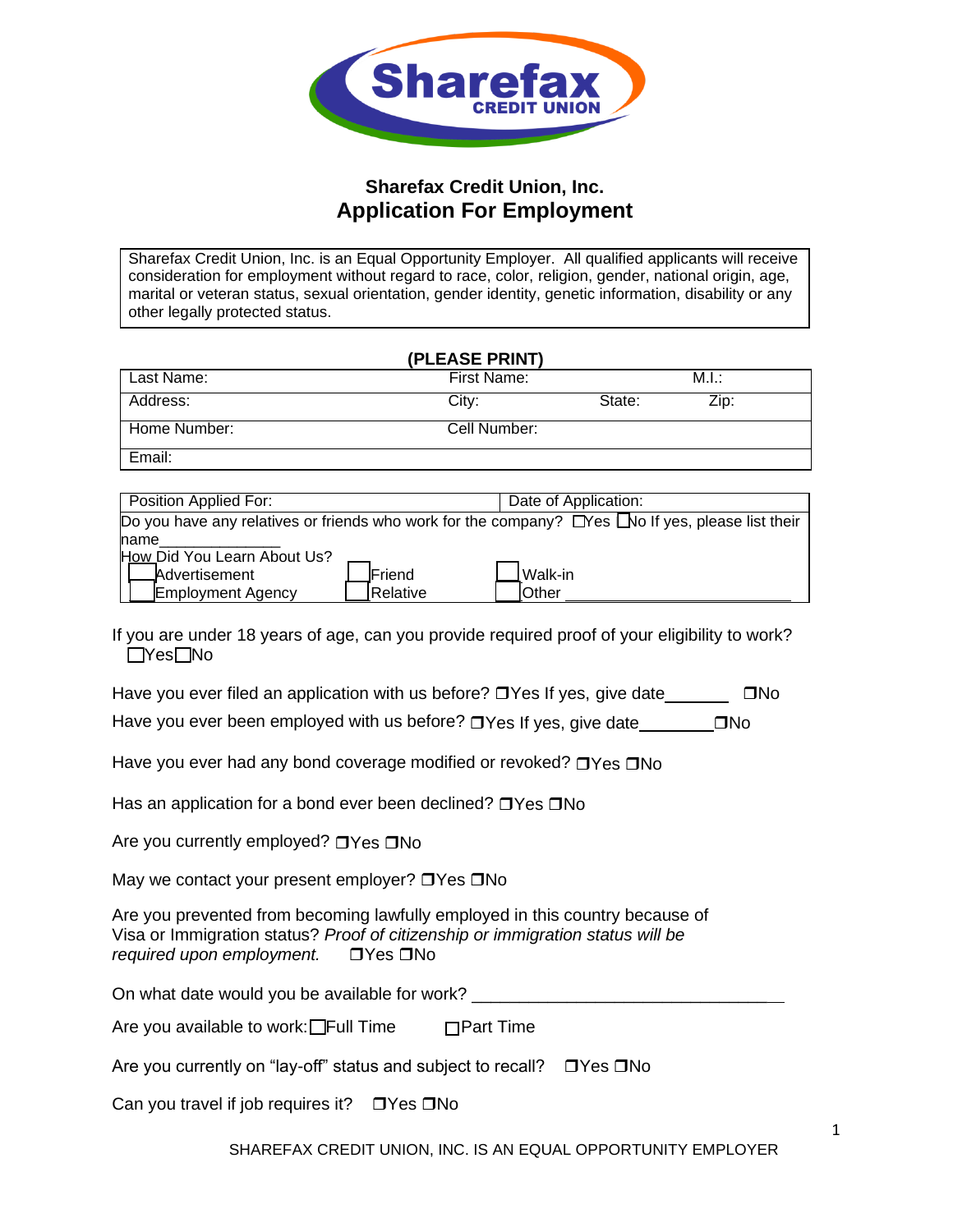# Sharefax Credit Union, Inc.

## Application For Employment

Sharefax Credit Union, Inc. is an Equal Opportunity Employer. All qualified applicants will receive consideration for employment without regard to race, color, religion, gender, national origin, age, marital or veteran status, sexual orientation, gender identity, genetic information, disability or any other legally protected status.

**(PLEASE PRINT)**

| Last Name: | First Name: | | M.I.: |
|---|---|---|---|
| Address: | City: | State: | Zip: |
| Home Number: | Cell Number: | | |
| Email: | | | |

| Position Applied For: | Date of Application: |
|---|---|

Do you have any relatives or friends who work for the company? ☐Yes ☐No If yes, please list their name_______________

How Did You Learn About Us?

☐Advertisement ☐Friend ☐Walk-in

☐Employment Agency ☐Relative ☐Other ____________________

If you are under 18 years of age, can you provide required proof of your eligibility to work?
☐Yes ☐No

Have you ever filed an application with us before? ☐Yes If yes, give date________ ☐No

Have you ever been employed with us before? ☐Yes If yes, give date_________ ☐No

Have you ever had any bond coverage modified or revoked? ☐Yes ☐No

Has an application for a bond ever been declined? ☐Yes ☐No

Are you currently employed? ☐Yes ☐No

May we contact your present employer? ☐Yes ☐No

Are you prevented from becoming lawfully employed in this country because of Visa or Immigration status? *Proof of citizenship or immigration status will be required upon employment.* ☐Yes ☐No

On what date would you be available for work? ________________________________

Are you available to work: ☐Full Time ☐Part Time

Are you currently on "lay-off" status and subject to recall? ☐Yes ☐No

Can you travel if job requires it? ☐Yes ☐No

SHAREFAX CREDIT UNION, INC. IS AN EQUAL OPPORTUNITY EMPLOYER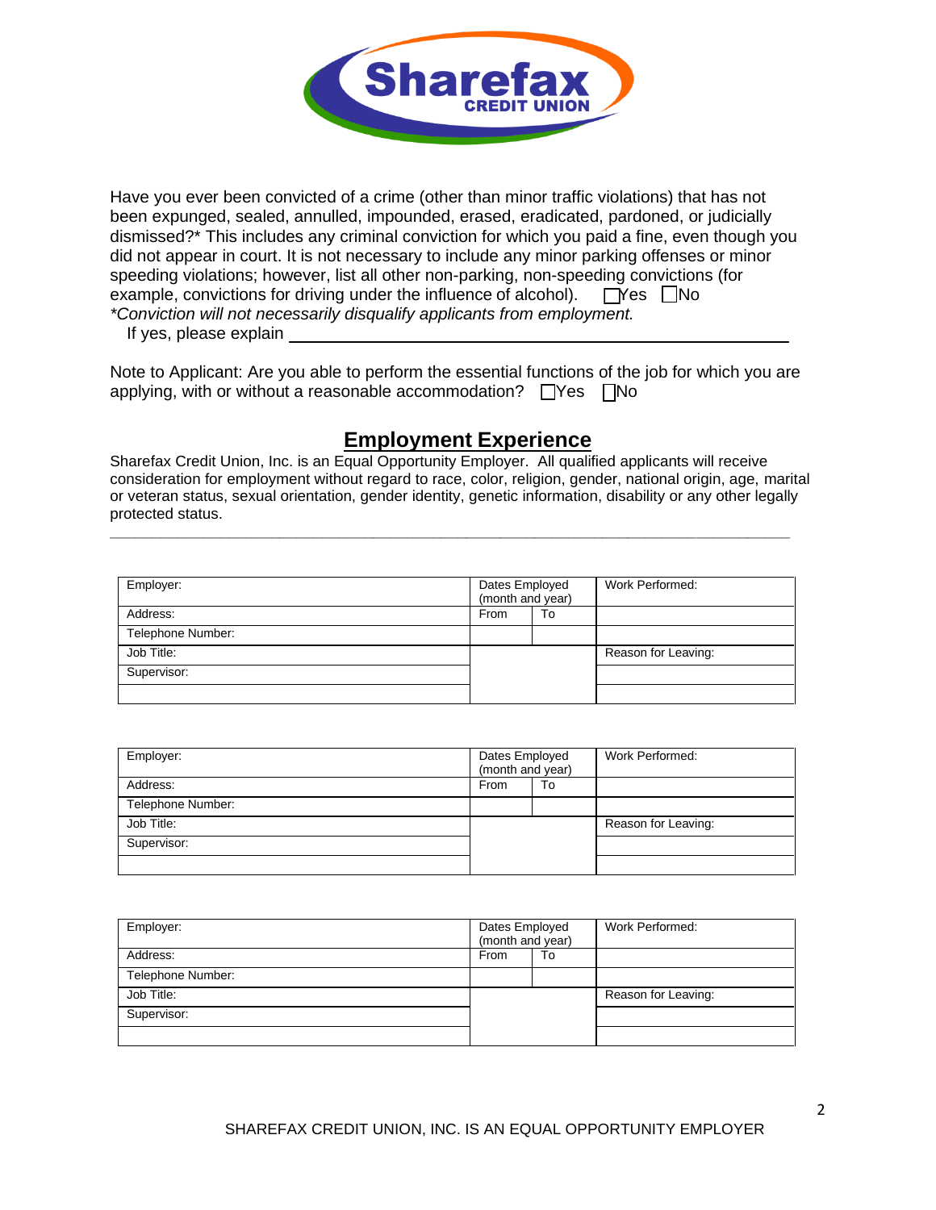**Sharefax CREDIT UNION**

Have you ever been convicted of a crime (other than minor traffic violations) that has not been expunged, sealed, annulled, impounded, erased, eradicated, pardoned, or judicially dismissed?* This includes any criminal conviction for which you paid a fine, even though you did not appear in court. It is not necessary to include any minor parking offenses or minor speeding violations; however, list all other non-parking, non-speeding convictions (for example, convictions for driving under the influence of alcohol). ☐Yes ☐No

*Conviction will not necessarily disqualify applicants from employment.*

If yes, please explain \_\_\_\_\_\_\_\_\_\_\_\_\_\_\_\_\_\_\_\_\_\_\_\_\_\_\_\_\_\_\_\_\_\_\_\_\_\_\_\_\_\_\_\_

Note to Applicant: Are you able to perform the essential functions of the job for which you are applying, with or without a reasonable accommodation? ☐Yes ☐No

## Employment Experience

Sharefax Credit Union, Inc. is an Equal Opportunity Employer. All qualified applicants will receive consideration for employment without regard to race, color, religion, gender, national origin, age, marital or veteran status, sexual orientation, gender identity, genetic information, disability or any other legally protected status.

| Employer: | Dates Employed (month and year) | | Work Performed: |
|---|---|---|---|
| Address: | From | To | |
| Telephone Number: | | | |
| Job Title: | | | Reason for Leaving: |
| Supervisor: | | | |
| | | | |

| Employer: | Dates Employed (month and year) | | Work Performed: |
|---|---|---|---|
| Address: | From | To | |
| Telephone Number: | | | |
| Job Title: | | | Reason for Leaving: |
| Supervisor: | | | |
| | | | |

| Employer: | Dates Employed (month and year) | | Work Performed: |
|---|---|---|---|
| Address: | From | To | |
| Telephone Number: | | | |
| Job Title: | | | Reason for Leaving: |
| Supervisor: | | | |
| | | | |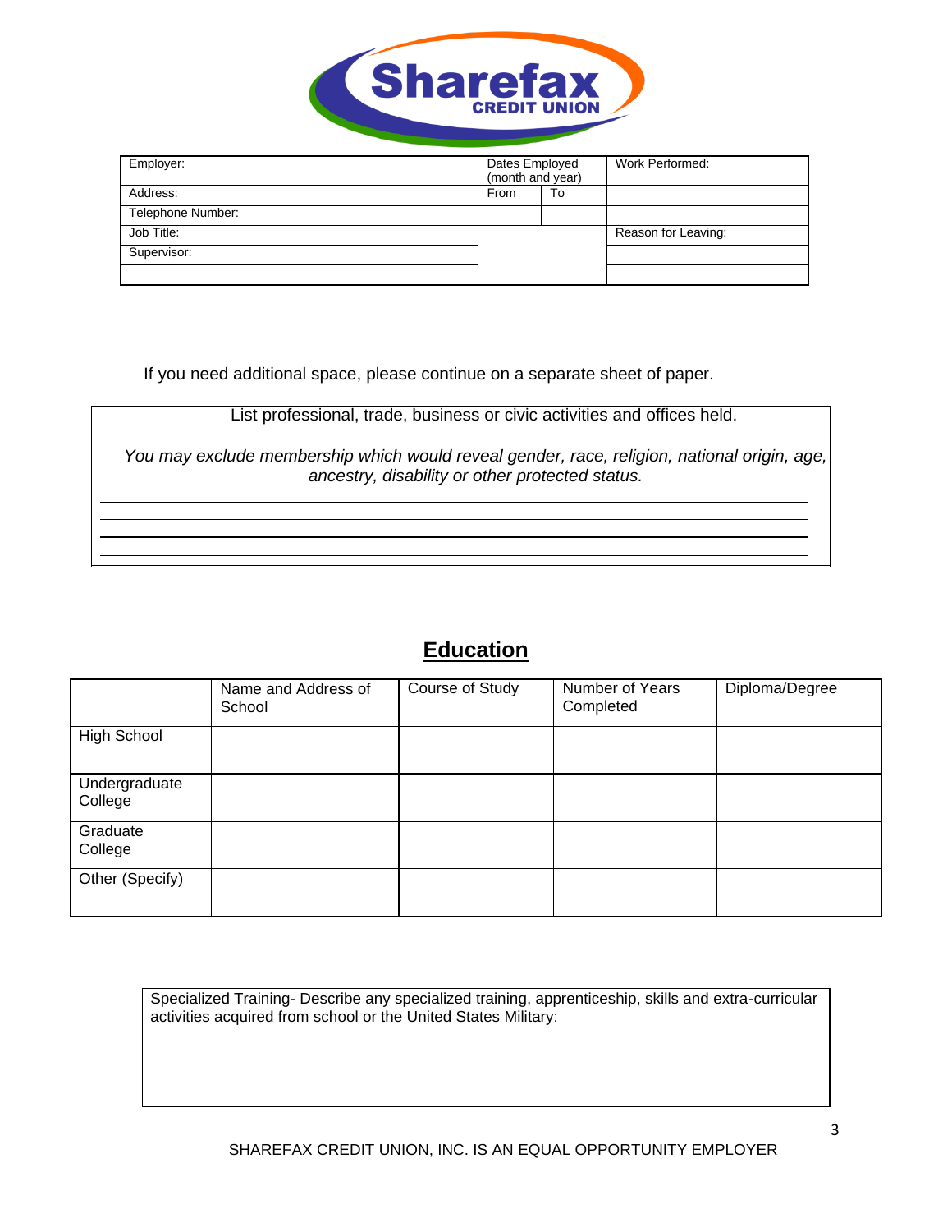Sharefax CREDIT UNION

| Employer: | Dates Employed (month and year) | | Work Performed: |
|---|---|---|---|
| Address: | From | To | |
| Telephone Number: | | | |
| Job Title: | | | Reason for Leaving: |
| Supervisor: | | | |
| | | | |

If you need additional space, please continue on a separate sheet of paper.

List professional, trade, business or civic activities and offices held.

*You may exclude membership which would reveal gender, race, religion, national origin, age, ancestry, disability or other protected status.*

______________________________________________________________________

______________________________________________________________________

______________________________________________________________________

______________________________________________________________________

## Education

| | Name and Address of School | Course of Study | Number of Years Completed | Diploma/Degree |
|---|---|---|---|---|
| High School | | | | |
| Undergraduate College | | | | |
| Graduate College | | | | |
| Other (Specify) | | | | |

Specialized Training- Describe any specialized training, apprenticeship, skills and extra-curricular activities acquired from school or the United States Military:

SHAREFAX CREDIT UNION, INC. IS AN EQUAL OPPORTUNITY EMPLOYER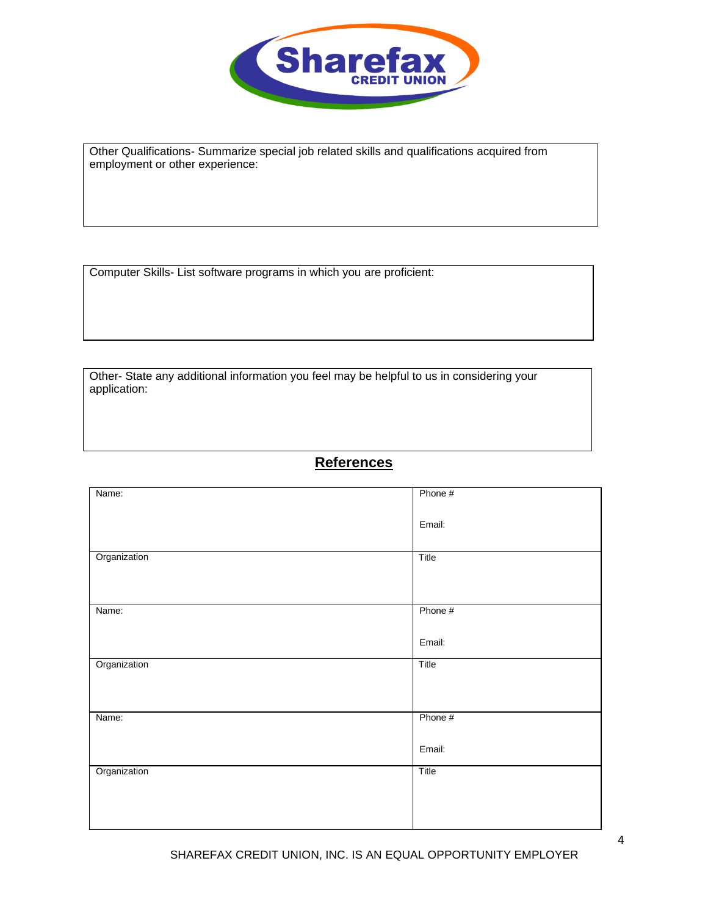Sharefax CREDIT UNION

Other Qualifications- Summarize special job related skills and qualifications acquired from employment or other experience:

Computer Skills- List software programs in which you are proficient:

Other- State any additional information you feel may be helpful to us in considering your application:

## **References**

| Name: | Phone #<br><br>Email: |
|---|---|
| Organization | Title |
| Name: | Phone #<br><br>Email: |
| Organization | Title |
| Name: | Phone #<br><br>Email: |
| Organization | Title |

SHAREFAX CREDIT UNION, INC. IS AN EQUAL OPPORTUNITY EMPLOYER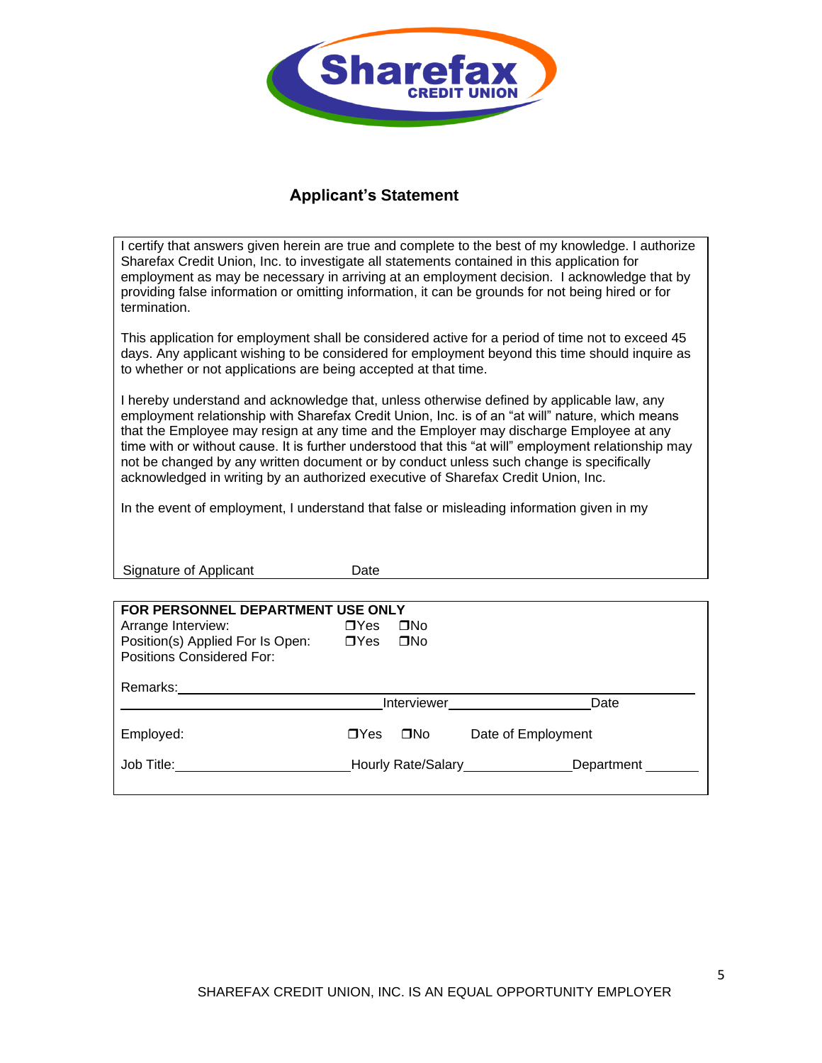Sharefax CREDIT UNION

## Applicant's Statement

I certify that answers given herein are true and complete to the best of my knowledge. I authorize Sharefax Credit Union, Inc. to investigate all statements contained in this application for employment as may be necessary in arriving at an employment decision. I acknowledge that by providing false information or omitting information, it can be grounds for not being hired or for termination.

This application for employment shall be considered active for a period of time not to exceed 45 days. Any applicant wishing to be considered for employment beyond this time should inquire as to whether or not applications are being accepted at that time.

I hereby understand and acknowledge that, unless otherwise defined by applicable law, any employment relationship with Sharefax Credit Union, Inc. is of an "at will" nature, which means that the Employee may resign at any time and the Employer may discharge Employee at any time with or without cause. It is further understood that this "at will" employment relationship may not be changed by any written document or by conduct unless such change is specifically acknowledged in writing by an authorized executive of Sharefax Credit Union, Inc.

In the event of employment, I understand that false or misleading information given in my

Signature of Applicant Date

**FOR PERSONNEL DEPARTMENT USE ONLY**

Arrange Interview: ❒Yes ❒No

Position(s) Applied For Is Open: ❒Yes ❒No

Positions Considered For:

Remarks:\_\_\_\_\_\_\_\_\_\_\_\_\_\_\_\_\_\_\_\_\_\_\_\_\_\_\_\_\_\_\_\_\_\_\_\_\_\_\_\_

\_\_\_\_\_\_\_\_\_\_\_\_\_\_\_\_\_\_\_\_\_\_\_\_Interviewer\_\_\_\_\_\_\_\_\_\_\_\_\_\_\_\_Date

Employed: ❒Yes ❒No Date of Employment

Job Title:\_\_\_\_\_\_\_\_\_\_\_\_\_\_\_\_Hourly Rate/Salary\_\_\_\_\_\_\_\_\_\_\_\_Department \_\_\_\_\_\_\_\_

SHAREFAX CREDIT UNION, INC. IS AN EQUAL OPPORTUNITY EMPLOYER